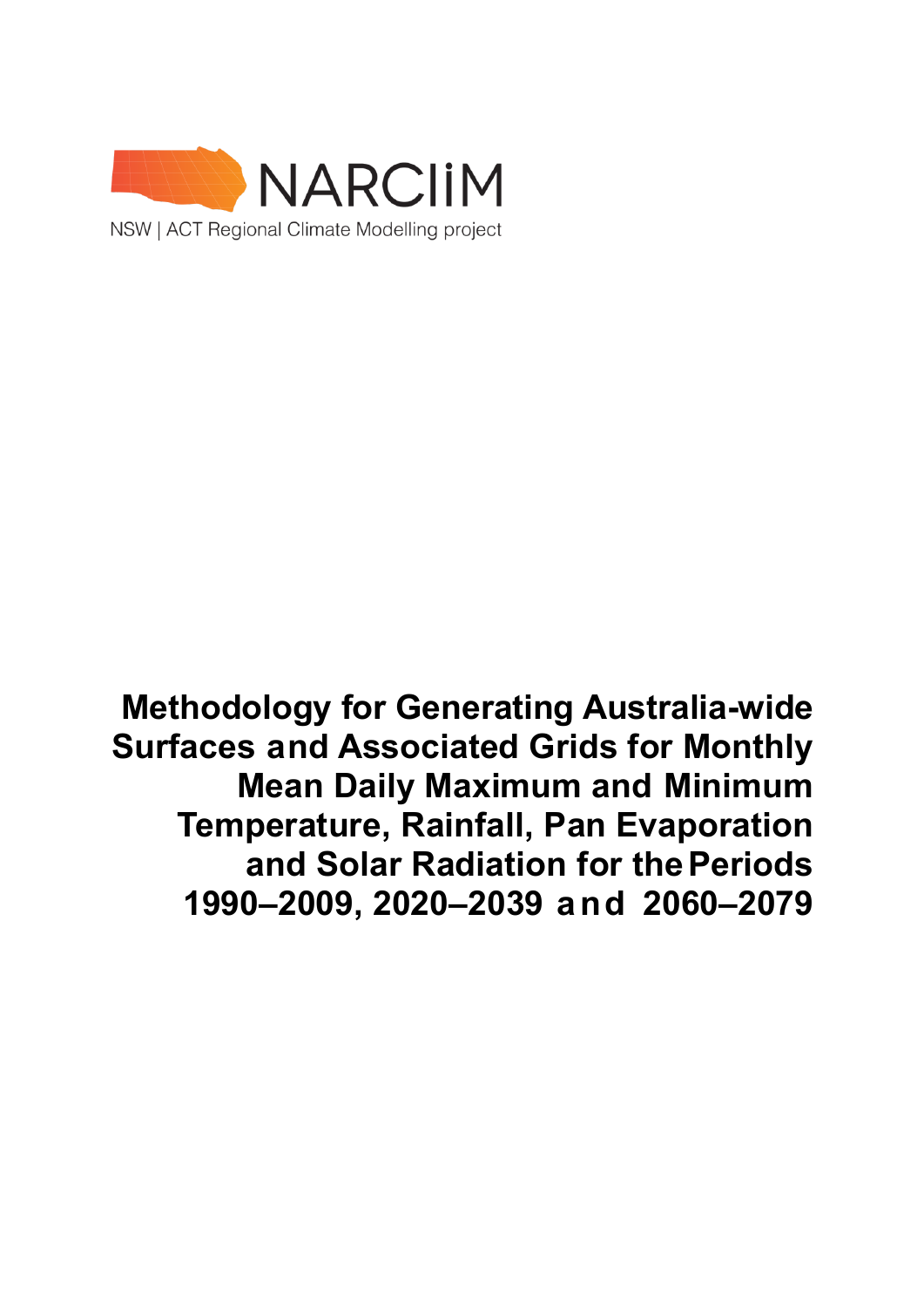NARCliM

NSW | ACT Regional Climate Modelling project

# Methodology for Generating Australia-wide Surfaces and Associated Grids for Monthly Mean Daily Maximum and Minimum Temperature, Rainfall, Pan Evaporation and Solar Radiation for the Periods 1990–2009, 2020–2039 and 2060–2079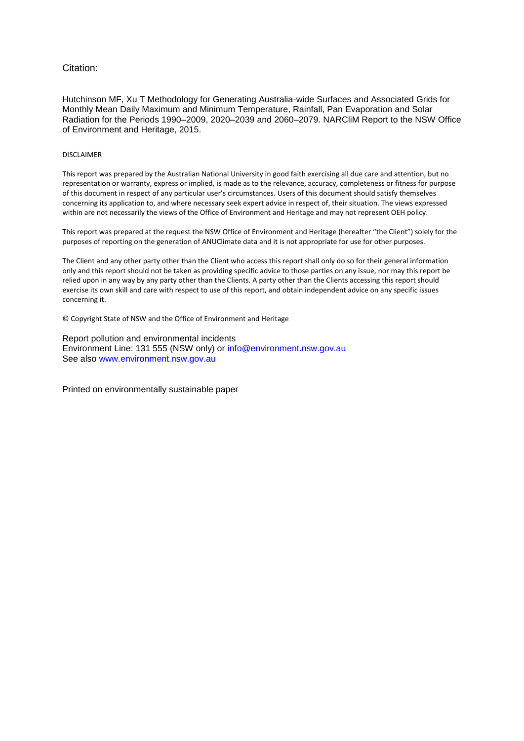Citation:

Hutchinson MF, Xu T Methodology for Generating Australia-wide Surfaces and Associated Grids for Monthly Mean Daily Maximum and Minimum Temperature, Rainfall, Pan Evaporation and Solar Radiation for the Periods 1990–2009, 2020–2039 and 2060–2079. NARCliM Report to the NSW Office of Environment and Heritage, 2015.

DISCLAIMER

This report was prepared by the Australian National University in good faith exercising all due care and attention, but no representation or warranty, express or implied, is made as to the relevance, accuracy, completeness or fitness for purpose of this document in respect of any particular user's circumstances. Users of this document should satisfy themselves concerning its application to, and where necessary seek expert advice in respect of, their situation. The views expressed within are not necessarily the views of the Office of Environment and Heritage and may not represent OEH policy.

This report was prepared at the request the NSW Office of Environment and Heritage (hereafter "the Client") solely for the purposes of reporting on the generation of ANUClimate data and it is not appropriate for use for other purposes.

The Client and any other party other than the Client who access this report shall only do so for their general information only and this report should not be taken as providing specific advice to those parties on any issue, nor may this report be relied upon in any way by any party other than the Clients. A party other than the Clients accessing this report should exercise its own skill and care with respect to use of this report, and obtain independent advice on any specific issues concerning it.

© Copyright State of NSW and the Office of Environment and Heritage

Report pollution and environmental incidents
Environment Line: 131 555 (NSW only) or info@environment.nsw.gov.au
See also www.environment.nsw.gov.au

Printed on environmentally sustainable paper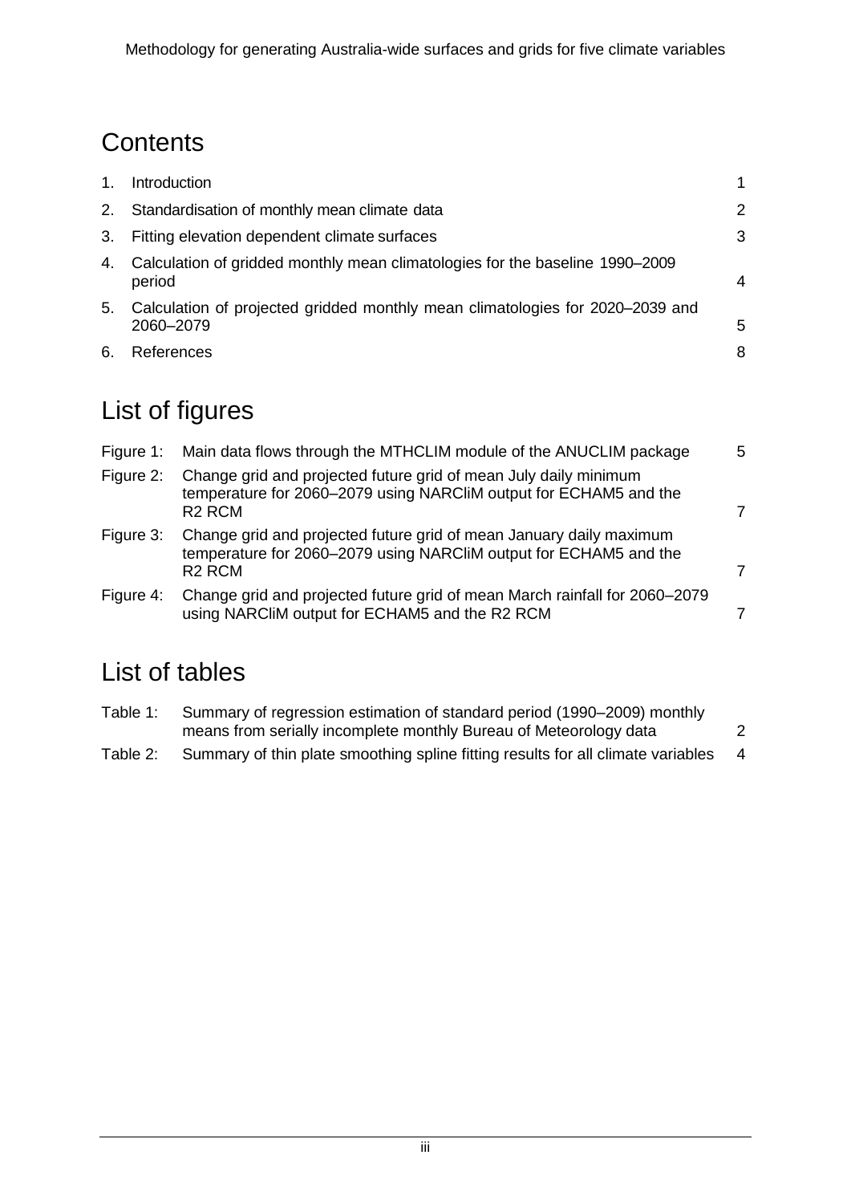# Contents

| | | |
|---|---|---|
| 1. | Introduction | 1 |
| 2. | Standardisation of monthly mean climate data | 2 |
| 3. | Fitting elevation dependent climate surfaces | 3 |
| 4. | Calculation of gridded monthly mean climatologies for the baseline 1990–2009 period | 4 |
| 5. | Calculation of projected gridded monthly mean climatologies for 2020–2039 and 2060–2079 | 5 |
| 6. | References | 8 |

# List of figures

| | | |
|---|---|---|
| Figure 1: | Main data flows through the MTHCLIM module of the ANUCLIM package | 5 |
| Figure 2: | Change grid and projected future grid of mean July daily minimum temperature for 2060–2079 using NARCliM output for ECHAM5 and the R2 RCM | 7 |
| Figure 3: | Change grid and projected future grid of mean January daily maximum temperature for 2060–2079 using NARCliM output for ECHAM5 and the R2 RCM | 7 |
| Figure 4: | Change grid and projected future grid of mean March rainfall for 2060–2079 using NARCliM output for ECHAM5 and the R2 RCM | 7 |

# List of tables

| | | |
|---|---|---|
| Table 1: | Summary of regression estimation of standard period (1990–2009) monthly means from serially incomplete monthly Bureau of Meteorology data | 2 |
| Table 2: | Summary of thin plate smoothing spline fitting results for all climate variables | 4 |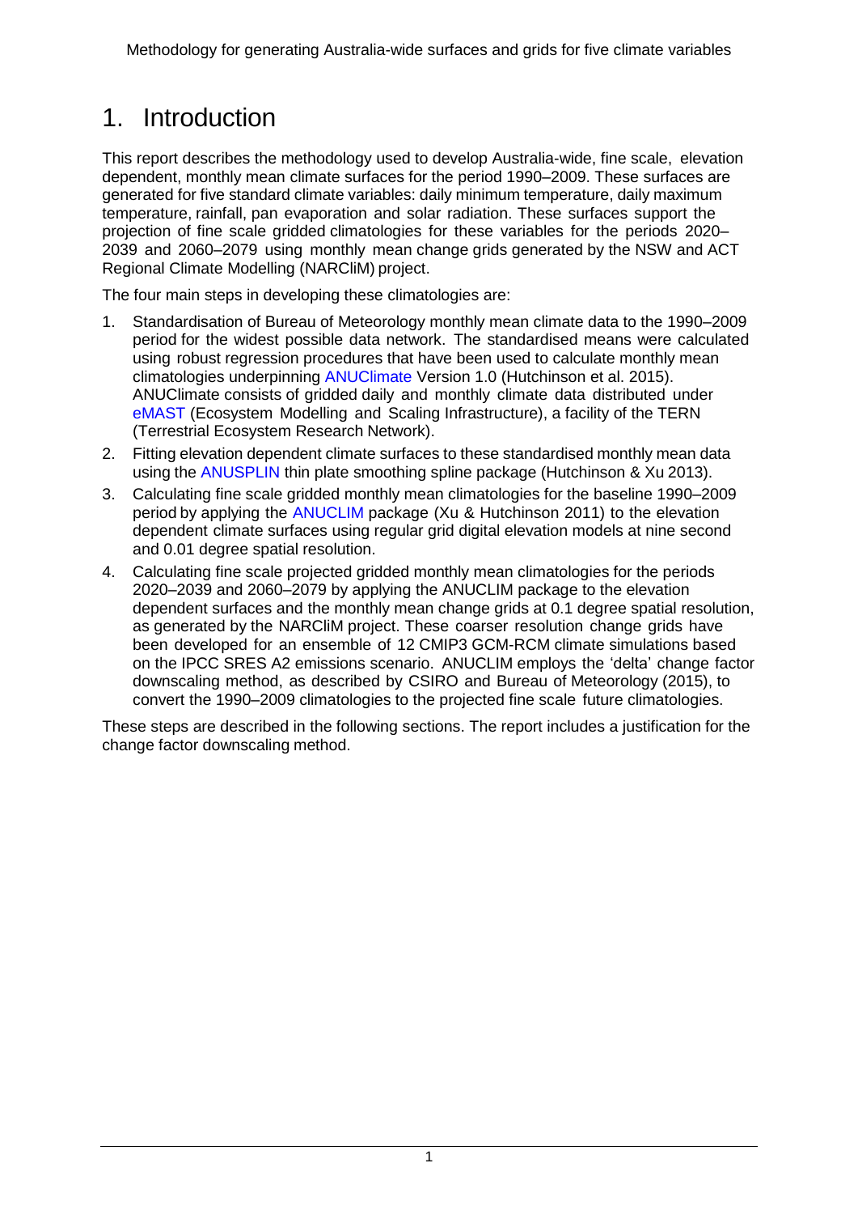# 1. Introduction

This report describes the methodology used to develop Australia-wide, fine scale, elevation dependent, monthly mean climate surfaces for the period 1990–2009. These surfaces are generated for five standard climate variables: daily minimum temperature, daily maximum temperature, rainfall, pan evaporation and solar radiation. These surfaces support the projection of fine scale gridded climatologies for these variables for the periods 2020–2039 and 2060–2079 using monthly mean change grids generated by the NSW and ACT Regional Climate Modelling (NARCliM) project.

The four main steps in developing these climatologies are:

1. Standardisation of Bureau of Meteorology monthly mean climate data to the 1990–2009 period for the widest possible data network. The standardised means were calculated using robust regression procedures that have been used to calculate monthly mean climatologies underpinning ANUClimate Version 1.0 (Hutchinson et al. 2015). ANUClimate consists of gridded daily and monthly climate data distributed under eMAST (Ecosystem Modelling and Scaling Infrastructure), a facility of the TERN (Terrestrial Ecosystem Research Network).
2. Fitting elevation dependent climate surfaces to these standardised monthly mean data using the ANUSPLIN thin plate smoothing spline package (Hutchinson & Xu 2013).
3. Calculating fine scale gridded monthly mean climatologies for the baseline 1990–2009 period by applying the ANUCLIM package (Xu & Hutchinson 2011) to the elevation dependent climate surfaces using regular grid digital elevation models at nine second and 0.01 degree spatial resolution.
4. Calculating fine scale projected gridded monthly mean climatologies for the periods 2020–2039 and 2060–2079 by applying the ANUCLIM package to the elevation dependent surfaces and the monthly mean change grids at 0.1 degree spatial resolution, as generated by the NARCliM project. These coarser resolution change grids have been developed for an ensemble of 12 CMIP3 GCM-RCM climate simulations based on the IPCC SRES A2 emissions scenario. ANUCLIM employs the 'delta' change factor downscaling method, as described by CSIRO and Bureau of Meteorology (2015), to convert the 1990–2009 climatologies to the projected fine scale future climatologies.

These steps are described in the following sections. The report includes a justification for the change factor downscaling method.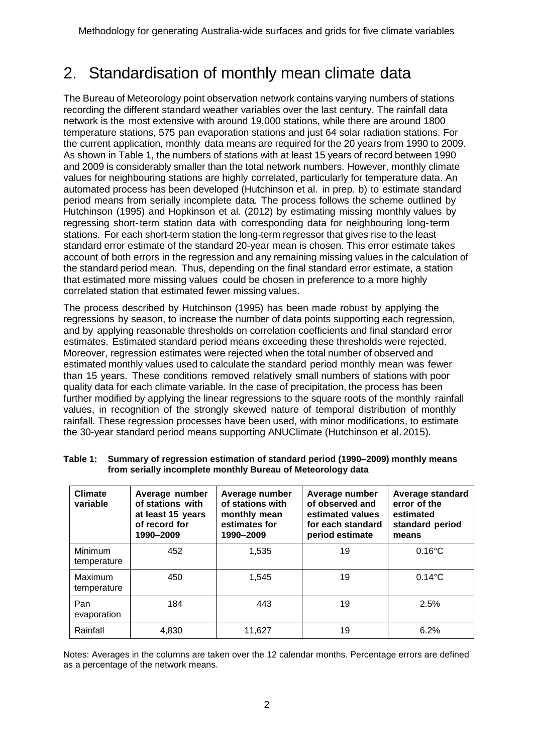# 2. Standardisation of monthly mean climate data

The Bureau of Meteorology point observation network contains varying numbers of stations recording the different standard weather variables over the last century. The rainfall data network is the most extensive with around 19,000 stations, while there are around 1800 temperature stations, 575 pan evaporation stations and just 64 solar radiation stations. For the current application, monthly data means are required for the 20 years from 1990 to 2009. As shown in Table 1, the numbers of stations with at least 15 years of record between 1990 and 2009 is considerably smaller than the total network numbers. However, monthly climate values for neighbouring stations are highly correlated, particularly for temperature data. An automated process has been developed (Hutchinson et al. in prep. b) to estimate standard period means from serially incomplete data. The process follows the scheme outlined by Hutchinson (1995) and Hopkinson et al. (2012) by estimating missing monthly values by regressing short-term station data with corresponding data for neighbouring long-term stations. For each short-term station the long-term regressor that gives rise to the least standard error estimate of the standard 20-year mean is chosen. This error estimate takes account of both errors in the regression and any remaining missing values in the calculation of the standard period mean. Thus, depending on the final standard error estimate, a station that estimated more missing values could be chosen in preference to a more highly correlated station that estimated fewer missing values.

The process described by Hutchinson (1995) has been made robust by applying the regressions by season, to increase the number of data points supporting each regression, and by applying reasonable thresholds on correlation coefficients and final standard error estimates. Estimated standard period means exceeding these thresholds were rejected. Moreover, regression estimates were rejected when the total number of observed and estimated monthly values used to calculate the standard period monthly mean was fewer than 15 years. These conditions removed relatively small numbers of stations with poor quality data for each climate variable. In the case of precipitation, the process has been further modified by applying the linear regressions to the square roots of the monthly rainfall values, in recognition of the strongly skewed nature of temporal distribution of monthly rainfall. These regression processes have been used, with minor modifications, to estimate the 30-year standard period means supporting ANUClimate (Hutchinson et al. 2015).

**Table 1: Summary of regression estimation of standard period (1990–2009) monthly means from serially incomplete monthly Bureau of Meteorology data**

| Climate variable | Average number of stations with at least 15 years of record for 1990–2009 | Average number of stations with monthly mean estimates for 1990–2009 | Average number of observed and estimated values for each standard period estimate | Average standard error of the estimated standard period means |
|---|---|---|---|---|
| Minimum temperature | 452 | 1,535 | 19 | 0.16°C |
| Maximum temperature | 450 | 1,545 | 19 | 0.14°C |
| Pan evaporation | 184 | 443 | 19 | 2.5% |
| Rainfall | 4,830 | 11,627 | 19 | 6.2% |

Notes: Averages in the columns are taken over the 12 calendar months. Percentage errors are defined as a percentage of the network means.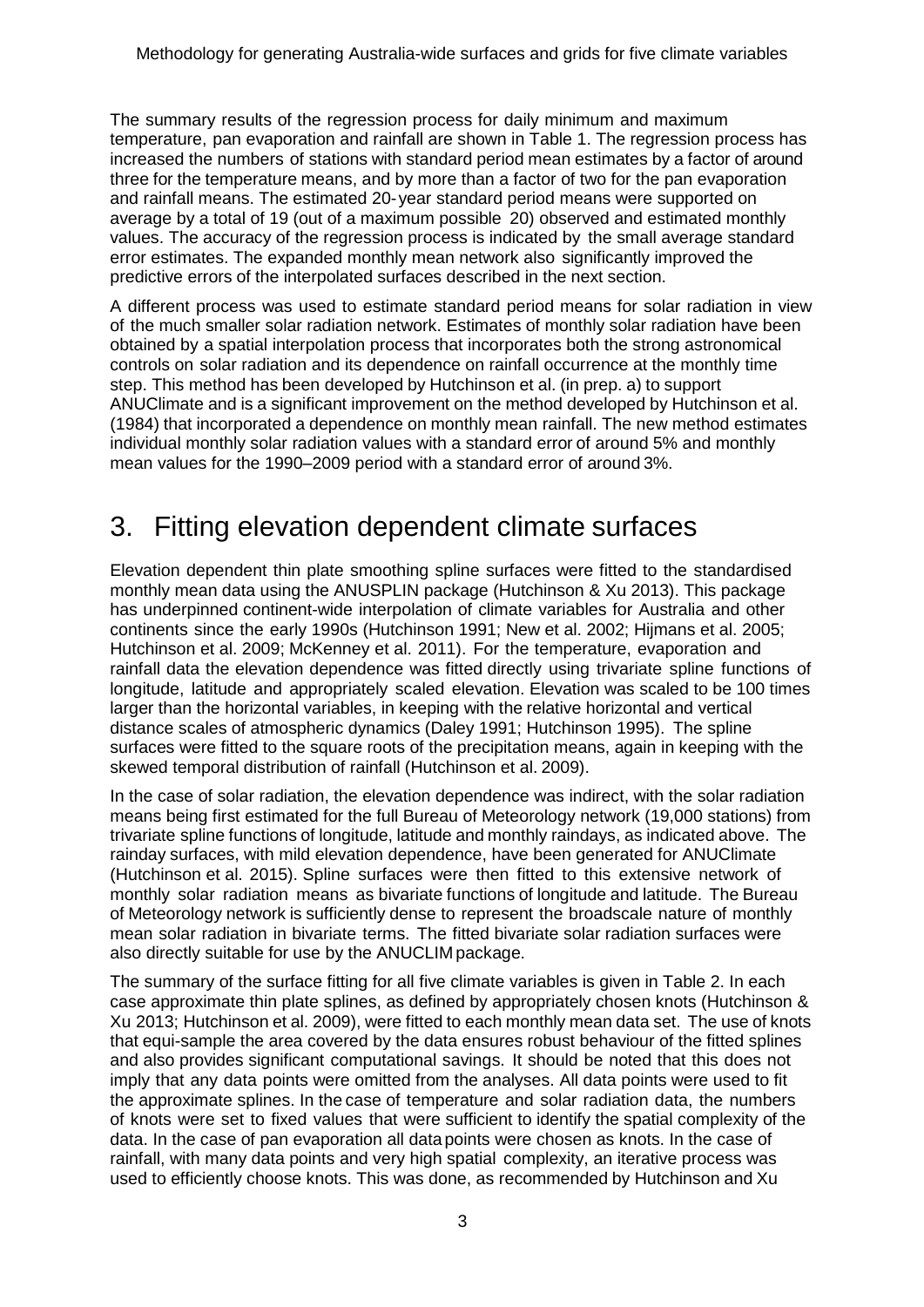The summary results of the regression process for daily minimum and maximum temperature, pan evaporation and rainfall are shown in Table 1. The regression process has increased the numbers of stations with standard period mean estimates by a factor of around three for the temperature means, and by more than a factor of two for the pan evaporation and rainfall means. The estimated 20-year standard period means were supported on average by a total of 19 (out of a maximum possible 20) observed and estimated monthly values. The accuracy of the regression process is indicated by the small average standard error estimates. The expanded monthly mean network also significantly improved the predictive errors of the interpolated surfaces described in the next section.

A different process was used to estimate standard period means for solar radiation in view of the much smaller solar radiation network. Estimates of monthly solar radiation have been obtained by a spatial interpolation process that incorporates both the strong astronomical controls on solar radiation and its dependence on rainfall occurrence at the monthly time step. This method has been developed by Hutchinson et al. (in prep. a) to support ANUClimate and is a significant improvement on the method developed by Hutchinson et al. (1984) that incorporated a dependence on monthly mean rainfall. The new method estimates individual monthly solar radiation values with a standard error of around 5% and monthly mean values for the 1990–2009 period with a standard error of around 3%.

# 3. Fitting elevation dependent climate surfaces

Elevation dependent thin plate smoothing spline surfaces were fitted to the standardised monthly mean data using the ANUSPLIN package (Hutchinson & Xu 2013). This package has underpinned continent-wide interpolation of climate variables for Australia and other continents since the early 1990s (Hutchinson 1991; New et al. 2002; Hijmans et al. 2005; Hutchinson et al. 2009; McKenney et al. 2011). For the temperature, evaporation and rainfall data the elevation dependence was fitted directly using trivariate spline functions of longitude, latitude and appropriately scaled elevation. Elevation was scaled to be 100 times larger than the horizontal variables, in keeping with the relative horizontal and vertical distance scales of atmospheric dynamics (Daley 1991; Hutchinson 1995). The spline surfaces were fitted to the square roots of the precipitation means, again in keeping with the skewed temporal distribution of rainfall (Hutchinson et al. 2009).

In the case of solar radiation, the elevation dependence was indirect, with the solar radiation means being first estimated for the full Bureau of Meteorology network (19,000 stations) from trivariate spline functions of longitude, latitude and monthly raindays, as indicated above. The rainday surfaces, with mild elevation dependence, have been generated for ANUClimate (Hutchinson et al. 2015). Spline surfaces were then fitted to this extensive network of monthly solar radiation means as bivariate functions of longitude and latitude. The Bureau of Meteorology network is sufficiently dense to represent the broadscale nature of monthly mean solar radiation in bivariate terms. The fitted bivariate solar radiation surfaces were also directly suitable for use by the ANUCLIM package.

The summary of the surface fitting for all five climate variables is given in Table 2. In each case approximate thin plate splines, as defined by appropriately chosen knots (Hutchinson & Xu 2013; Hutchinson et al. 2009), were fitted to each monthly mean data set. The use of knots that equi-sample the area covered by the data ensures robust behaviour of the fitted splines and also provides significant computational savings. It should be noted that this does not imply that any data points were omitted from the analyses. All data points were used to fit the approximate splines. In the case of temperature and solar radiation data, the numbers of knots were set to fixed values that were sufficient to identify the spatial complexity of the data. In the case of pan evaporation all data points were chosen as knots. In the case of rainfall, with many data points and very high spatial complexity, an iterative process was used to efficiently choose knots. This was done, as recommended by Hutchinson and Xu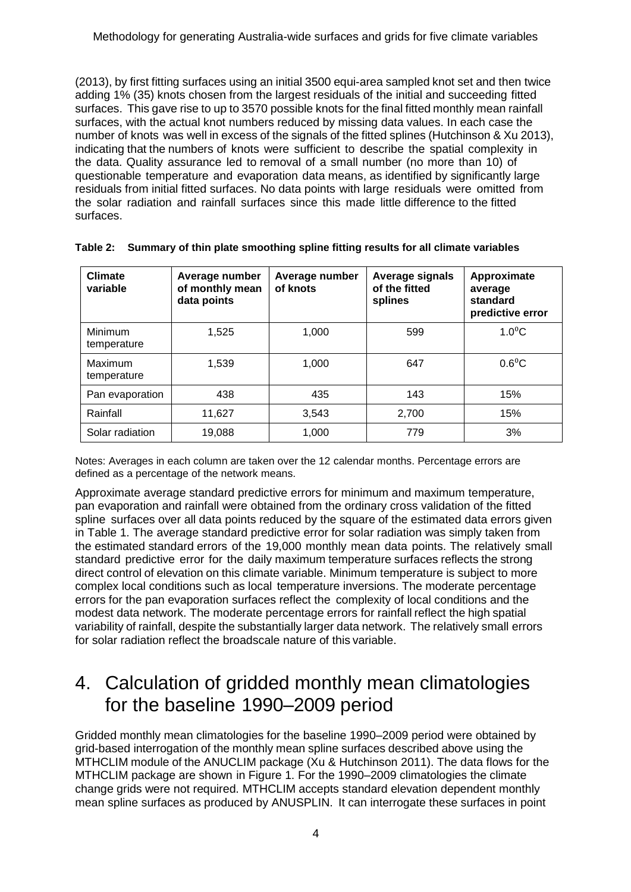(2013), by first fitting surfaces using an initial 3500 equi-area sampled knot set and then twice adding 1% (35) knots chosen from the largest residuals of the initial and succeeding fitted surfaces. This gave rise to up to 3570 possible knots for the final fitted monthly mean rainfall surfaces, with the actual knot numbers reduced by missing data values. In each case the number of knots was well in excess of the signals of the fitted splines (Hutchinson & Xu 2013), indicating that the numbers of knots were sufficient to describe the spatial complexity in the data. Quality assurance led to removal of a small number (no more than 10) of questionable temperature and evaporation data means, as identified by significantly large residuals from initial fitted surfaces. No data points with large residuals were omitted from the solar radiation and rainfall surfaces since this made little difference to the fitted surfaces.

**Table 2: Summary of thin plate smoothing spline fitting results for all climate variables**

| Climate variable | Average number of monthly mean data points | Average number of knots | Average signals of the fitted splines | Approximate average standard predictive error |
|---|---|---|---|---|
| Minimum temperature | 1,525 | 1,000 | 599 | $1.0^{0}$C |
| Maximum temperature | 1,539 | 1,000 | 647 | $0.6^{0}$C |
| Pan evaporation | 438 | 435 | 143 | 15% |
| Rainfall | 11,627 | 3,543 | 2,700 | 15% |
| Solar radiation | 19,088 | 1,000 | 779 | 3% |

Notes: Averages in each column are taken over the 12 calendar months. Percentage errors are defined as a percentage of the network means.

Approximate average standard predictive errors for minimum and maximum temperature, pan evaporation and rainfall were obtained from the ordinary cross validation of the fitted spline surfaces over all data points reduced by the square of the estimated data errors given in Table 1. The average standard predictive error for solar radiation was simply taken from the estimated standard errors of the 19,000 monthly mean data points. The relatively small standard predictive error for the daily maximum temperature surfaces reflects the strong direct control of elevation on this climate variable. Minimum temperature is subject to more complex local conditions such as local temperature inversions. The moderate percentage errors for the pan evaporation surfaces reflect the complexity of local conditions and the modest data network. The moderate percentage errors for rainfall reflect the high spatial variability of rainfall, despite the substantially larger data network. The relatively small errors for solar radiation reflect the broadscale nature of this variable.

# 4. Calculation of gridded monthly mean climatologies for the baseline 1990–2009 period

Gridded monthly mean climatologies for the baseline 1990–2009 period were obtained by grid-based interrogation of the monthly mean spline surfaces described above using the MTHCLIM module of the ANUCLIM package (Xu & Hutchinson 2011). The data flows for the MTHCLIM package are shown in Figure 1. For the 1990–2009 climatologies the climate change grids were not required. MTHCLIM accepts standard elevation dependent monthly mean spline surfaces as produced by ANUSPLIN. It can interrogate these surfaces in point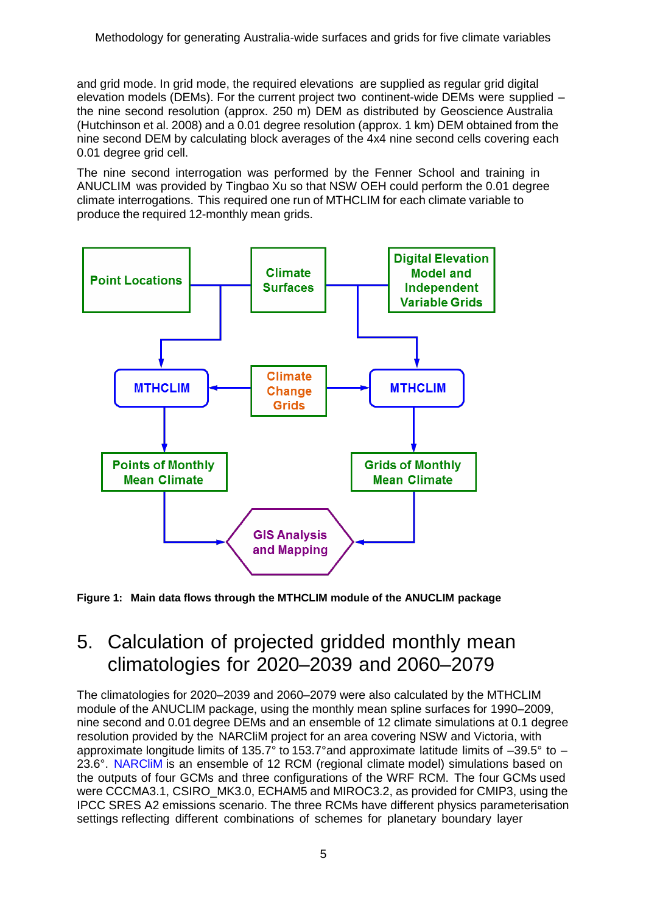and grid mode. In grid mode, the required elevations are supplied as regular grid digital elevation models (DEMs). For the current project two continent-wide DEMs were supplied – the nine second resolution (approx. 250 m) DEM as distributed by Geoscience Australia (Hutchinson et al. 2008) and a 0.01 degree resolution (approx. 1 km) DEM obtained from the nine second DEM by calculating block averages of the 4x4 nine second cells covering each 0.01 degree grid cell.

The nine second interrogation was performed by the Fenner School and training in ANUCLIM was provided by Tingbao Xu so that NSW OEH could perform the 0.01 degree climate interrogations. This required one run of MTHCLIM for each climate variable to produce the required 12-monthly mean grids.

Point Locations

Climate Surfaces

Digital Elevation Model and Independent Variable Grids

MTHCLIM

Climate Change Grids

MTHCLIM

Points of Monthly Mean Climate

Grids of Monthly Mean Climate

GIS Analysis and Mapping

**Figure 1: Main data flows through the MTHCLIM module of the ANUCLIM package**

# 5. Calculation of projected gridded monthly mean climatologies for 2020–2039 and 2060–2079

The climatologies for 2020–2039 and 2060–2079 were also calculated by the MTHCLIM module of the ANUCLIM package, using the monthly mean spline surfaces for 1990–2009, nine second and 0.01 degree DEMs and an ensemble of 12 climate simulations at 0.1 degree resolution provided by the NARCliM project for an area covering NSW and Victoria, with approximate longitude limits of 135.7° to 153.7° and approximate latitude limits of –39.5° to –23.6°. NARCliM is an ensemble of 12 RCM (regional climate model) simulations based on the outputs of four GCMs and three configurations of the WRF RCM. The four GCMs used were CCCMA3.1, CSIRO_MK3.0, ECHAM5 and MIROC3.2, as provided for CMIP3, using the IPCC SRES A2 emissions scenario. The three RCMs have different physics parameterisation settings reflecting different combinations of schemes for planetary boundary layer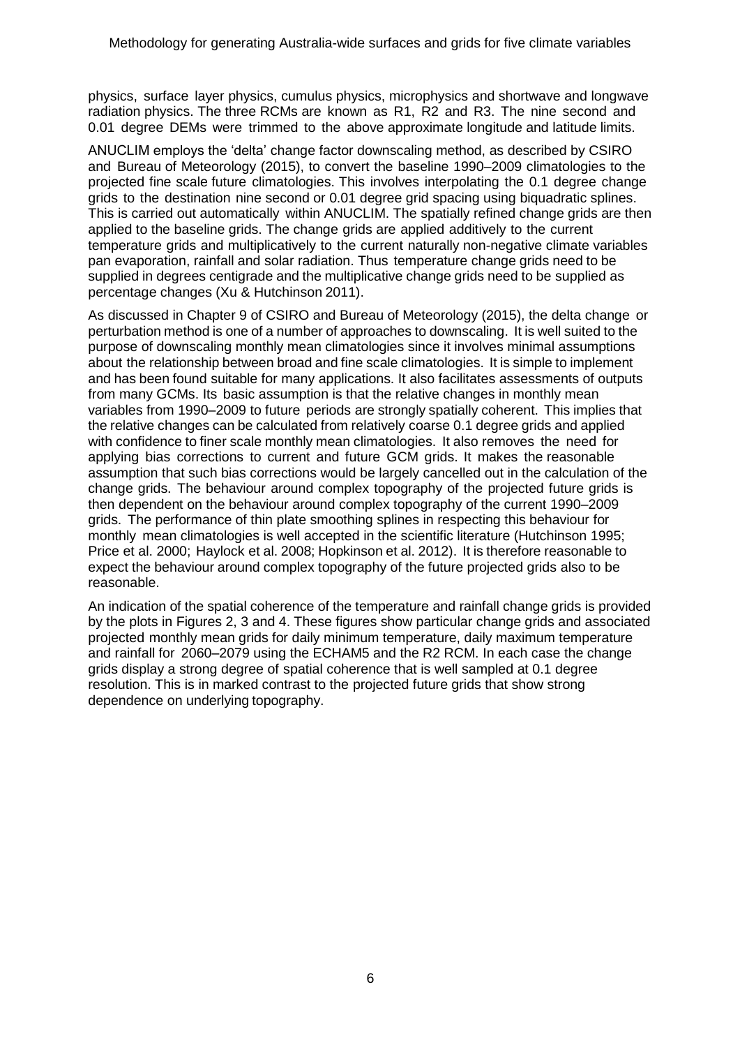physics, surface layer physics, cumulus physics, microphysics and shortwave and longwave radiation physics. The three RCMs are known as R1, R2 and R3. The nine second and 0.01 degree DEMs were trimmed to the above approximate longitude and latitude limits.

ANUCLIM employs the 'delta' change factor downscaling method, as described by CSIRO and Bureau of Meteorology (2015), to convert the baseline 1990–2009 climatologies to the projected fine scale future climatologies. This involves interpolating the 0.1 degree change grids to the destination nine second or 0.01 degree grid spacing using biquadratic splines. This is carried out automatically within ANUCLIM. The spatially refined change grids are then applied to the baseline grids. The change grids are applied additively to the current temperature grids and multiplicatively to the current naturally non-negative climate variables pan evaporation, rainfall and solar radiation. Thus temperature change grids need to be supplied in degrees centigrade and the multiplicative change grids need to be supplied as percentage changes (Xu & Hutchinson 2011).

As discussed in Chapter 9 of CSIRO and Bureau of Meteorology (2015), the delta change or perturbation method is one of a number of approaches to downscaling. It is well suited to the purpose of downscaling monthly mean climatologies since it involves minimal assumptions about the relationship between broad and fine scale climatologies. It is simple to implement and has been found suitable for many applications. It also facilitates assessments of outputs from many GCMs. Its basic assumption is that the relative changes in monthly mean variables from 1990–2009 to future periods are strongly spatially coherent. This implies that the relative changes can be calculated from relatively coarse 0.1 degree grids and applied with confidence to finer scale monthly mean climatologies. It also removes the need for applying bias corrections to current and future GCM grids. It makes the reasonable assumption that such bias corrections would be largely cancelled out in the calculation of the change grids. The behaviour around complex topography of the projected future grids is then dependent on the behaviour around complex topography of the current 1990–2009 grids. The performance of thin plate smoothing splines in respecting this behaviour for monthly mean climatologies is well accepted in the scientific literature (Hutchinson 1995; Price et al. 2000; Haylock et al. 2008; Hopkinson et al. 2012). It is therefore reasonable to expect the behaviour around complex topography of the future projected grids also to be reasonable.

An indication of the spatial coherence of the temperature and rainfall change grids is provided by the plots in Figures 2, 3 and 4. These figures show particular change grids and associated projected monthly mean grids for daily minimum temperature, daily maximum temperature and rainfall for 2060–2079 using the ECHAM5 and the R2 RCM. In each case the change grids display a strong degree of spatial coherence that is well sampled at 0.1 degree resolution. This is in marked contrast to the projected future grids that show strong dependence on underlying topography.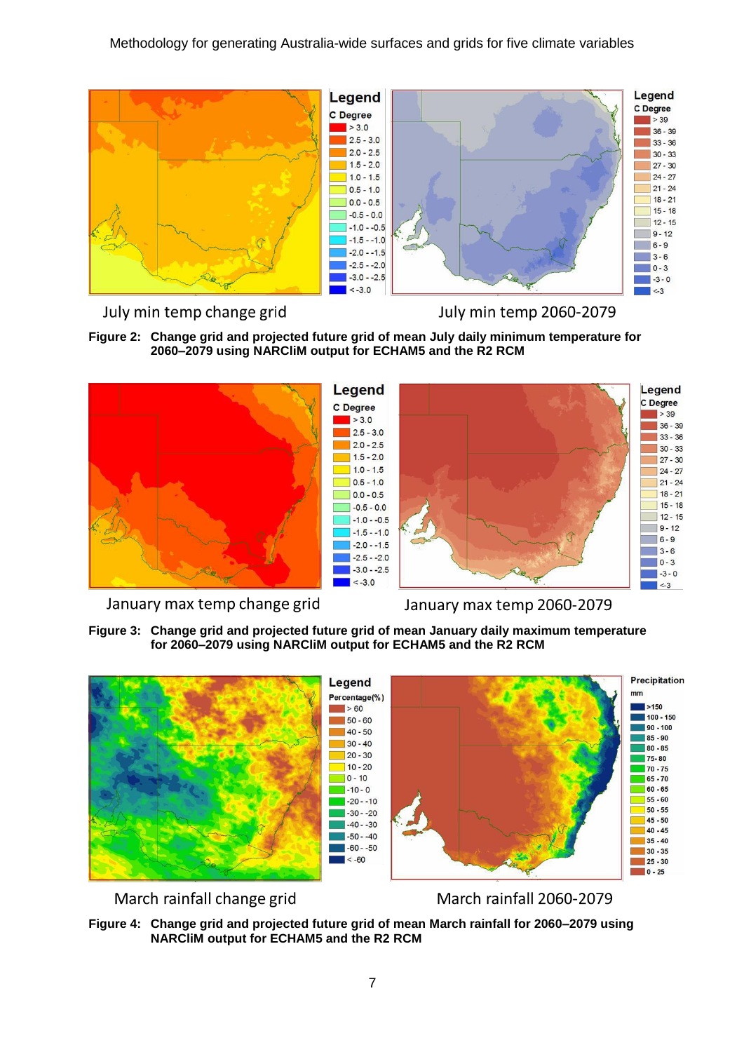July min temp change grid

Legend
C Degree
> 3.0
2.5 - 3.0
2.0 - 2.5
1.5 - 2.0
1.0 - 1.5
0.5 - 1.0
0.0 - 0.5
-0.5 - 0.0
-1.0 - -0.5
-1.5 - -1.0
-2.0 - -1.5
-2.5 - -2.0
-3.0 - -2.5
< -3.0

July min temp 2060-2079

Legend
C Degree
> 39
36 - 39
33 - 36
30 - 33
27 - 30
24 - 27
21 - 24
18 - 21
15 - 18
12 - 15
9 - 12
6 - 9
3 - 6
0 - 3
-3 - 0
< -3

**Figure 2: Change grid and projected future grid of mean July daily minimum temperature for 2060–2079 using NARCliM output for ECHAM5 and the R2 RCM**

January max temp change grid

Legend
C Degree
> 3.0
2.5 - 3.0
2.0 - 2.5
1.5 - 2.0
1.0 - 1.5
0.5 - 1.0
0.0 - 0.5
-0.5 - 0.0
-1.0 - -0.5
-1.5 - -1.0
-2.0 - -1.5
-2.5 - -2.0
-3.0 - -2.5
< -3.0

January max temp 2060-2079

Legend
C Degree
> 39
36 - 39
33 - 36
30 - 33
27 - 30
24 - 27
21 - 24
18 - 21
15 - 18
12 - 15
9 - 12
6 - 9
3 - 6
0 - 3
-3 - 0
< -3

**Figure 3: Change grid and projected future grid of mean January daily maximum temperature for 2060–2079 using NARCliM output for ECHAM5 and the R2 RCM**

March rainfall change grid

Legend
Percentage(%)
> 60
50 - 60
40 - 50
30 - 40
20 - 30
10 - 20
0 - 10
-10 - 0
-20 - -10
-30 - -20
-40 - -30
-50 - -40
-60 - -50
< -60

March rainfall 2060-2079

Precipitation
mm
>150
100 - 150
90 - 100
85 - 90
80 - 85
75 - 80
70 - 75
65 - 70
60 - 65
55 - 60
50 - 55
45 - 50
40 - 45
35 - 40
30 - 35
25 - 30
0 - 25

**Figure 4: Change grid and projected future grid of mean March rainfall for 2060–2079 using NARCliM output for ECHAM5 and the R2 RCM**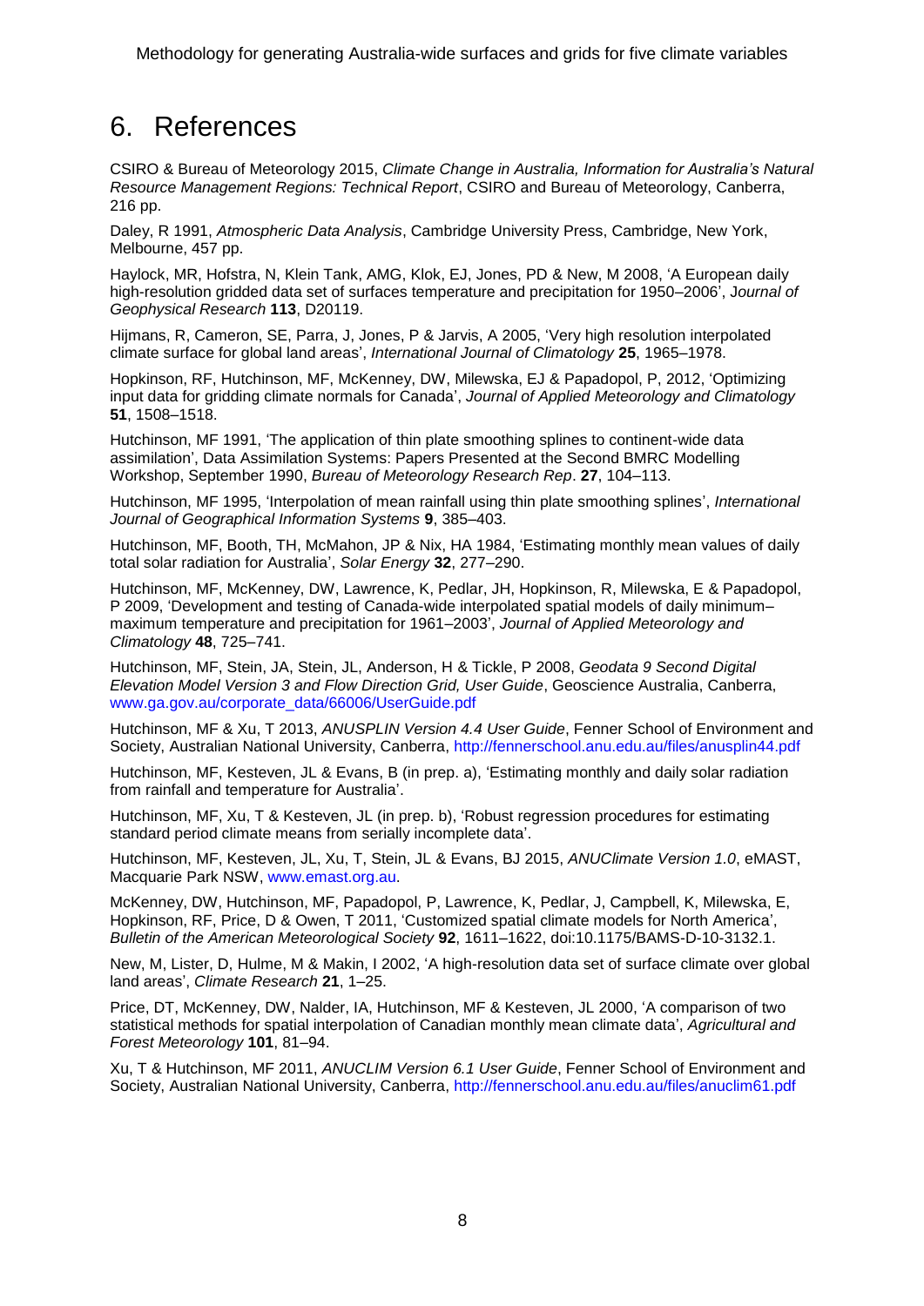# 6. References

CSIRO & Bureau of Meteorology 2015, *Climate Change in Australia, Information for Australia's Natural Resource Management Regions: Technical Report*, CSIRO and Bureau of Meteorology, Canberra, 216 pp.

Daley, R 1991, *Atmospheric Data Analysis*, Cambridge University Press, Cambridge, New York, Melbourne, 457 pp.

Haylock, MR, Hofstra, N, Klein Tank, AMG, Klok, EJ, Jones, PD & New, M 2008, 'A European daily high-resolution gridded data set of surfaces temperature and precipitation for 1950–2006', *Journal of Geophysical Research* **113**, D20119.

Hijmans, R, Cameron, SE, Parra, J, Jones, P & Jarvis, A 2005, 'Very high resolution interpolated climate surface for global land areas', *International Journal of Climatology* **25**, 1965–1978.

Hopkinson, RF, Hutchinson, MF, McKenney, DW, Milewska, EJ & Papadopol, P, 2012, 'Optimizing input data for gridding climate normals for Canada', *Journal of Applied Meteorology and Climatology* **51**, 1508–1518.

Hutchinson, MF 1991, 'The application of thin plate smoothing splines to continent-wide data assimilation', Data Assimilation Systems: Papers Presented at the Second BMRC Modelling Workshop, September 1990, *Bureau of Meteorology Research Rep*. **27**, 104–113.

Hutchinson, MF 1995, 'Interpolation of mean rainfall using thin plate smoothing splines', *International Journal of Geographical Information Systems* **9**, 385–403.

Hutchinson, MF, Booth, TH, McMahon, JP & Nix, HA 1984, 'Estimating monthly mean values of daily total solar radiation for Australia', *Solar Energy* **32**, 277–290.

Hutchinson, MF, McKenney, DW, Lawrence, K, Pedlar, JH, Hopkinson, R, Milewska, E & Papadopol, P 2009, 'Development and testing of Canada-wide interpolated spatial models of daily minimum–maximum temperature and precipitation for 1961–2003', *Journal of Applied Meteorology and Climatology* **48**, 725–741.

Hutchinson, MF, Stein, JA, Stein, JL, Anderson, H & Tickle, P 2008, *Geodata 9 Second Digital Elevation Model Version 3 and Flow Direction Grid, User Guide*, Geoscience Australia, Canberra, www.ga.gov.au/corporate_data/66006/UserGuide.pdf

Hutchinson, MF & Xu, T 2013, *ANUSPLIN Version 4.4 User Guide*, Fenner School of Environment and Society, Australian National University, Canberra, http://fennerschool.anu.edu.au/files/anusplin44.pdf

Hutchinson, MF, Kesteven, JL & Evans, B (in prep. a), 'Estimating monthly and daily solar radiation from rainfall and temperature for Australia'.

Hutchinson, MF, Xu, T & Kesteven, JL (in prep. b), 'Robust regression procedures for estimating standard period climate means from serially incomplete data'.

Hutchinson, MF, Kesteven, JL, Xu, T, Stein, JL & Evans, BJ 2015, *ANUClimate Version 1.0*, eMAST, Macquarie Park NSW, www.emast.org.au.

McKenney, DW, Hutchinson, MF, Papadopol, P, Lawrence, K, Pedlar, J, Campbell, K, Milewska, E, Hopkinson, RF, Price, D & Owen, T 2011, 'Customized spatial climate models for North America', *Bulletin of the American Meteorological Society* **92**, 1611–1622, doi:10.1175/BAMS-D-10-3132.1.

New, M, Lister, D, Hulme, M & Makin, I 2002, 'A high-resolution data set of surface climate over global land areas', *Climate Research* **21**, 1–25.

Price, DT, McKenney, DW, Nalder, IA, Hutchinson, MF & Kesteven, JL 2000, 'A comparison of two statistical methods for spatial interpolation of Canadian monthly mean climate data', *Agricultural and Forest Meteorology* **101**, 81–94.

Xu, T & Hutchinson, MF 2011, *ANUCLIM Version 6.1 User Guide*, Fenner School of Environment and Society, Australian National University, Canberra, http://fennerschool.anu.edu.au/files/anuclim61.pdf